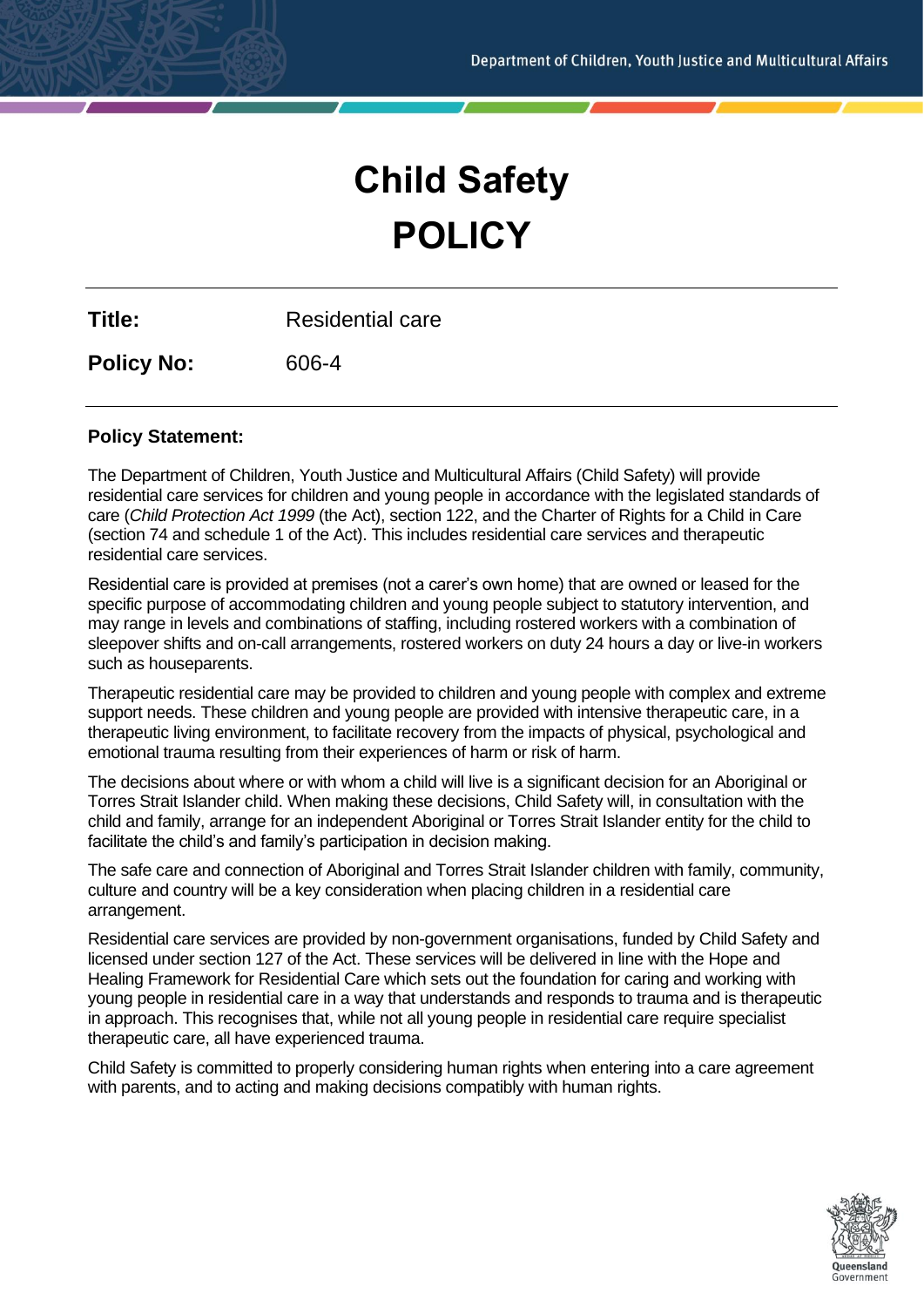# Child Safety
# POLICY

**Title:** Residential care

**Policy No:** 606-4

**Policy Statement:**

The Department of Children, Youth Justice and Multicultural Affairs (Child Safety) will provide residential care services for children and young people in accordance with the legislated standards of care (*Child Protection Act 1999* (the Act), section 122, and the Charter of Rights for a Child in Care (section 74 and schedule 1 of the Act). This includes residential care services and therapeutic residential care services.

Residential care is provided at premises (not a carer's own home) that are owned or leased for the specific purpose of accommodating children and young people subject to statutory intervention, and may range in levels and combinations of staffing, including rostered workers with a combination of sleepover shifts and on-call arrangements, rostered workers on duty 24 hours a day or live-in workers such as houseparents.

Therapeutic residential care may be provided to children and young people with complex and extreme support needs. These children and young people are provided with intensive therapeutic care, in a therapeutic living environment, to facilitate recovery from the impacts of physical, psychological and emotional trauma resulting from their experiences of harm or risk of harm.

The decisions about where or with whom a child will live is a significant decision for an Aboriginal or Torres Strait Islander child. When making these decisions, Child Safety will, in consultation with the child and family, arrange for an independent Aboriginal or Torres Strait Islander entity for the child to facilitate the child's and family's participation in decision making.

The safe care and connection of Aboriginal and Torres Strait Islander children with family, community, culture and country will be a key consideration when placing children in a residential care arrangement.

Residential care services are provided by non-government organisations, funded by Child Safety and licensed under section 127 of the Act. These services will be delivered in line with the Hope and Healing Framework for Residential Care which sets out the foundation for caring and working with young people in residential care in a way that understands and responds to trauma and is therapeutic in approach. This recognises that, while not all young people in residential care require specialist therapeutic care, all have experienced trauma.

Child Safety is committed to properly considering human rights when entering into a care agreement with parents, and to acting and making decisions compatibly with human rights.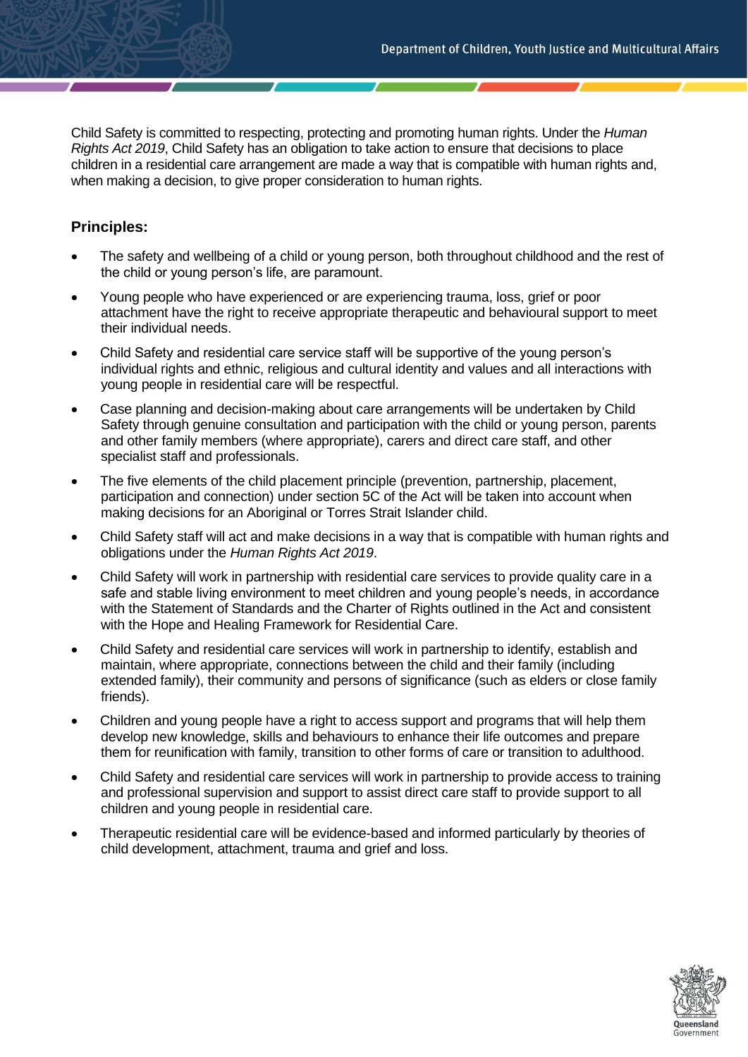Child Safety is committed to respecting, protecting and promoting human rights. Under the *Human Rights Act 2019*, Child Safety has an obligation to take action to ensure that decisions to place children in a residential care arrangement are made a way that is compatible with human rights and, when making a decision, to give proper consideration to human rights.

## Principles:

- The safety and wellbeing of a child or young person, both throughout childhood and the rest of the child or young person's life, are paramount.
- Young people who have experienced or are experiencing trauma, loss, grief or poor attachment have the right to receive appropriate therapeutic and behavioural support to meet their individual needs.
- Child Safety and residential care service staff will be supportive of the young person's individual rights and ethnic, religious and cultural identity and values and all interactions with young people in residential care will be respectful.
- Case planning and decision-making about care arrangements will be undertaken by Child Safety through genuine consultation and participation with the child or young person, parents and other family members (where appropriate), carers and direct care staff, and other specialist staff and professionals.
- The five elements of the child placement principle (prevention, partnership, placement, participation and connection) under section 5C of the Act will be taken into account when making decisions for an Aboriginal or Torres Strait Islander child.
- Child Safety staff will act and make decisions in a way that is compatible with human rights and obligations under the *Human Rights Act 2019*.
- Child Safety will work in partnership with residential care services to provide quality care in a safe and stable living environment to meet children and young people's needs, in accordance with the Statement of Standards and the Charter of Rights outlined in the Act and consistent with the Hope and Healing Framework for Residential Care.
- Child Safety and residential care services will work in partnership to identify, establish and maintain, where appropriate, connections between the child and their family (including extended family), their community and persons of significance (such as elders or close family friends).
- Children and young people have a right to access support and programs that will help them develop new knowledge, skills and behaviours to enhance their life outcomes and prepare them for reunification with family, transition to other forms of care or transition to adulthood.
- Child Safety and residential care services will work in partnership to provide access to training and professional supervision and support to assist direct care staff to provide support to all children and young people in residential care.
- Therapeutic residential care will be evidence-based and informed particularly by theories of child development, attachment, trauma and grief and loss.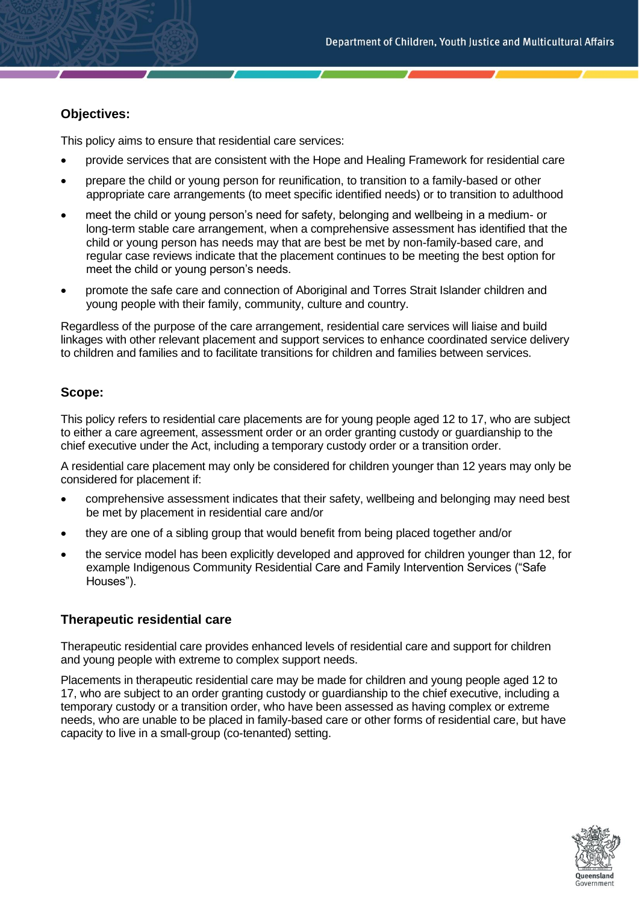## Objectives:

This policy aims to ensure that residential care services:

- provide services that are consistent with the Hope and Healing Framework for residential care
- prepare the child or young person for reunification, to transition to a family-based or other appropriate care arrangements (to meet specific identified needs) or to transition to adulthood
- meet the child or young person's need for safety, belonging and wellbeing in a medium- or long-term stable care arrangement, when a comprehensive assessment has identified that the child or young person has needs may that are best be met by non-family-based care, and regular case reviews indicate that the placement continues to be meeting the best option for meet the child or young person's needs.
- promote the safe care and connection of Aboriginal and Torres Strait Islander children and young people with their family, community, culture and country.

Regardless of the purpose of the care arrangement, residential care services will liaise and build linkages with other relevant placement and support services to enhance coordinated service delivery to children and families and to facilitate transitions for children and families between services.

## Scope:

This policy refers to residential care placements are for young people aged 12 to 17, who are subject to either a care agreement, assessment order or an order granting custody or guardianship to the chief executive under the Act, including a temporary custody order or a transition order.

A residential care placement may only be considered for children younger than 12 years may only be considered for placement if:

- comprehensive assessment indicates that their safety, wellbeing and belonging may need best be met by placement in residential care and/or
- they are one of a sibling group that would benefit from being placed together and/or
- the service model has been explicitly developed and approved for children younger than 12, for example Indigenous Community Residential Care and Family Intervention Services ("Safe Houses").

## Therapeutic residential care

Therapeutic residential care provides enhanced levels of residential care and support for children and young people with extreme to complex support needs.

Placements in therapeutic residential care may be made for children and young people aged 12 to 17, who are subject to an order granting custody or guardianship to the chief executive, including a temporary custody or a transition order, who have been assessed as having complex or extreme needs, who are unable to be placed in family-based care or other forms of residential care, but have capacity to live in a small-group (co-tenanted) setting.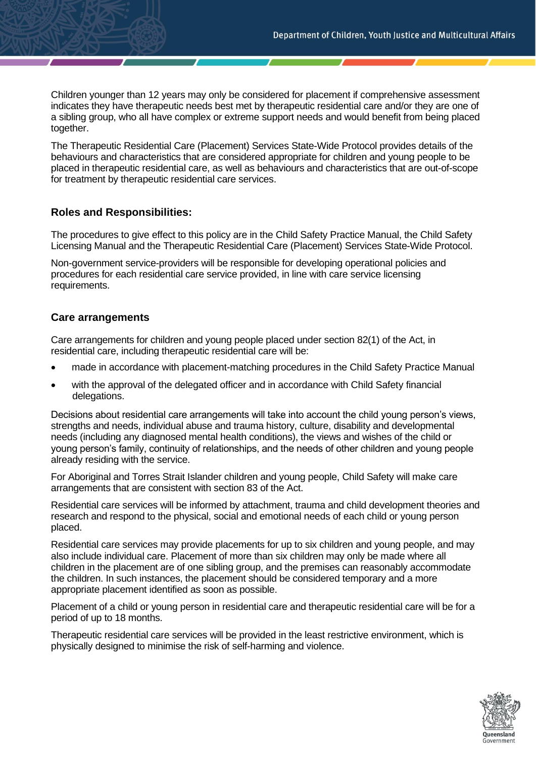Children younger than 12 years may only be considered for placement if comprehensive assessment indicates they have therapeutic needs best met by therapeutic residential care and/or they are one of a sibling group, who all have complex or extreme support needs and would benefit from being placed together.

The Therapeutic Residential Care (Placement) Services State-Wide Protocol provides details of the behaviours and characteristics that are considered appropriate for children and young people to be placed in therapeutic residential care, as well as behaviours and characteristics that are out-of-scope for treatment by therapeutic residential care services.

## Roles and Responsibilities:

The procedures to give effect to this policy are in the Child Safety Practice Manual, the Child Safety Licensing Manual and the Therapeutic Residential Care (Placement) Services State-Wide Protocol.

Non-government service-providers will be responsible for developing operational policies and procedures for each residential care service provided, in line with care service licensing requirements.

## Care arrangements

Care arrangements for children and young people placed under section 82(1) of the Act, in residential care, including therapeutic residential care will be:

- made in accordance with placement-matching procedures in the Child Safety Practice Manual
- with the approval of the delegated officer and in accordance with Child Safety financial delegations.

Decisions about residential care arrangements will take into account the child young person's views, strengths and needs, individual abuse and trauma history, culture, disability and developmental needs (including any diagnosed mental health conditions), the views and wishes of the child or young person's family, continuity of relationships, and the needs of other children and young people already residing with the service.

For Aboriginal and Torres Strait Islander children and young people, Child Safety will make care arrangements that are consistent with section 83 of the Act.

Residential care services will be informed by attachment, trauma and child development theories and research and respond to the physical, social and emotional needs of each child or young person placed.

Residential care services may provide placements for up to six children and young people, and may also include individual care. Placement of more than six children may only be made where all children in the placement are of one sibling group, and the premises can reasonably accommodate the children. In such instances, the placement should be considered temporary and a more appropriate placement identified as soon as possible.

Placement of a child or young person in residential care and therapeutic residential care will be for a period of up to 18 months.

Therapeutic residential care services will be provided in the least restrictive environment, which is physically designed to minimise the risk of self-harming and violence.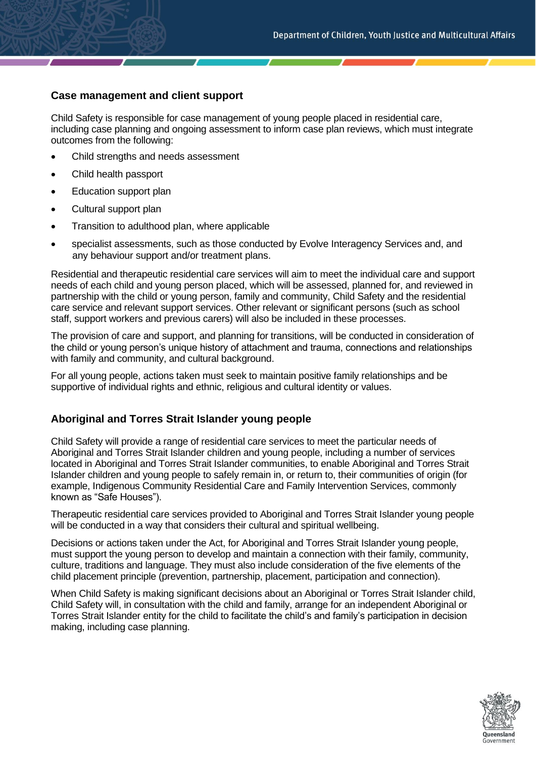## Case management and client support

Child Safety is responsible for case management of young people placed in residential care, including case planning and ongoing assessment to inform case plan reviews, which must integrate outcomes from the following:

- Child strengths and needs assessment
- Child health passport
- Education support plan
- Cultural support plan
- Transition to adulthood plan, where applicable
- specialist assessments, such as those conducted by Evolve Interagency Services and, and any behaviour support and/or treatment plans.

Residential and therapeutic residential care services will aim to meet the individual care and support needs of each child and young person placed, which will be assessed, planned for, and reviewed in partnership with the child or young person, family and community, Child Safety and the residential care service and relevant support services. Other relevant or significant persons (such as school staff, support workers and previous carers) will also be included in these processes.

The provision of care and support, and planning for transitions, will be conducted in consideration of the child or young person's unique history of attachment and trauma, connections and relationships with family and community, and cultural background.

For all young people, actions taken must seek to maintain positive family relationships and be supportive of individual rights and ethnic, religious and cultural identity or values.

## Aboriginal and Torres Strait Islander young people

Child Safety will provide a range of residential care services to meet the particular needs of Aboriginal and Torres Strait Islander children and young people, including a number of services located in Aboriginal and Torres Strait Islander communities, to enable Aboriginal and Torres Strait Islander children and young people to safely remain in, or return to, their communities of origin (for example, Indigenous Community Residential Care and Family Intervention Services, commonly known as "Safe Houses").

Therapeutic residential care services provided to Aboriginal and Torres Strait Islander young people will be conducted in a way that considers their cultural and spiritual wellbeing.

Decisions or actions taken under the Act, for Aboriginal and Torres Strait Islander young people, must support the young person to develop and maintain a connection with their family, community, culture, traditions and language. They must also include consideration of the five elements of the child placement principle (prevention, partnership, placement, participation and connection).

When Child Safety is making significant decisions about an Aboriginal or Torres Strait Islander child, Child Safety will, in consultation with the child and family, arrange for an independent Aboriginal or Torres Strait Islander entity for the child to facilitate the child's and family's participation in decision making, including case planning.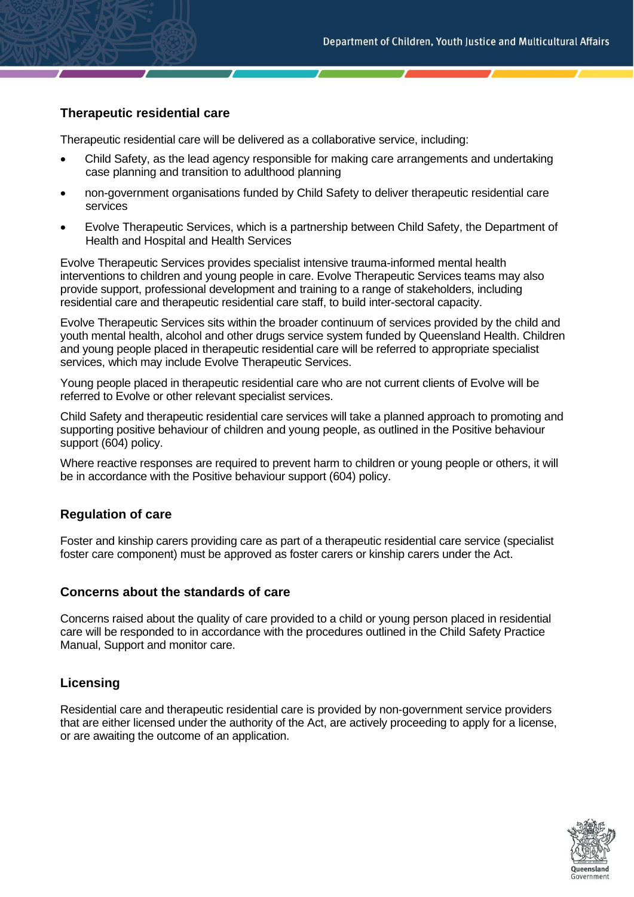## Therapeutic residential care

Therapeutic residential care will be delivered as a collaborative service, including:

- Child Safety, as the lead agency responsible for making care arrangements and undertaking case planning and transition to adulthood planning
- non-government organisations funded by Child Safety to deliver therapeutic residential care services
- Evolve Therapeutic Services, which is a partnership between Child Safety, the Department of Health and Hospital and Health Services

Evolve Therapeutic Services provides specialist intensive trauma-informed mental health interventions to children and young people in care. Evolve Therapeutic Services teams may also provide support, professional development and training to a range of stakeholders, including residential care and therapeutic residential care staff, to build inter-sectoral capacity.

Evolve Therapeutic Services sits within the broader continuum of services provided by the child and youth mental health, alcohol and other drugs service system funded by Queensland Health. Children and young people placed in therapeutic residential care will be referred to appropriate specialist services, which may include Evolve Therapeutic Services.

Young people placed in therapeutic residential care who are not current clients of Evolve will be referred to Evolve or other relevant specialist services.

Child Safety and therapeutic residential care services will take a planned approach to promoting and supporting positive behaviour of children and young people, as outlined in the Positive behaviour support (604) policy.

Where reactive responses are required to prevent harm to children or young people or others, it will be in accordance with the Positive behaviour support (604) policy.

## Regulation of care

Foster and kinship carers providing care as part of a therapeutic residential care service (specialist foster care component) must be approved as foster carers or kinship carers under the Act.

## Concerns about the standards of care

Concerns raised about the quality of care provided to a child or young person placed in residential care will be responded to in accordance with the procedures outlined in the Child Safety Practice Manual, Support and monitor care.

## Licensing

Residential care and therapeutic residential care is provided by non-government service providers that are either licensed under the authority of the Act, are actively proceeding to apply for a license, or are awaiting the outcome of an application.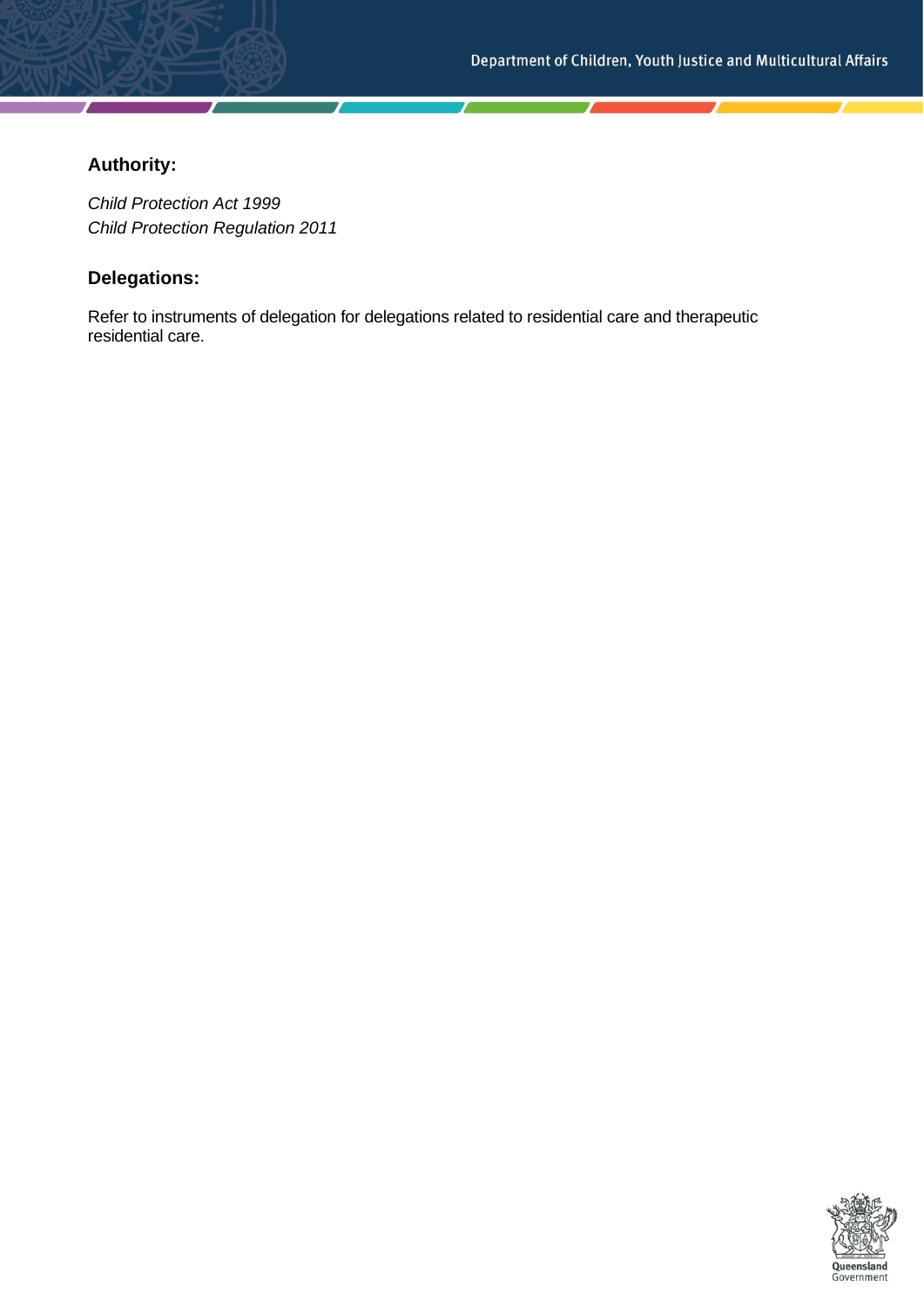## Authority:

*Child Protection Act 1999*
*Child Protection Regulation 2011*

## Delegations:

Refer to instruments of delegation for delegations related to residential care and therapeutic residential care.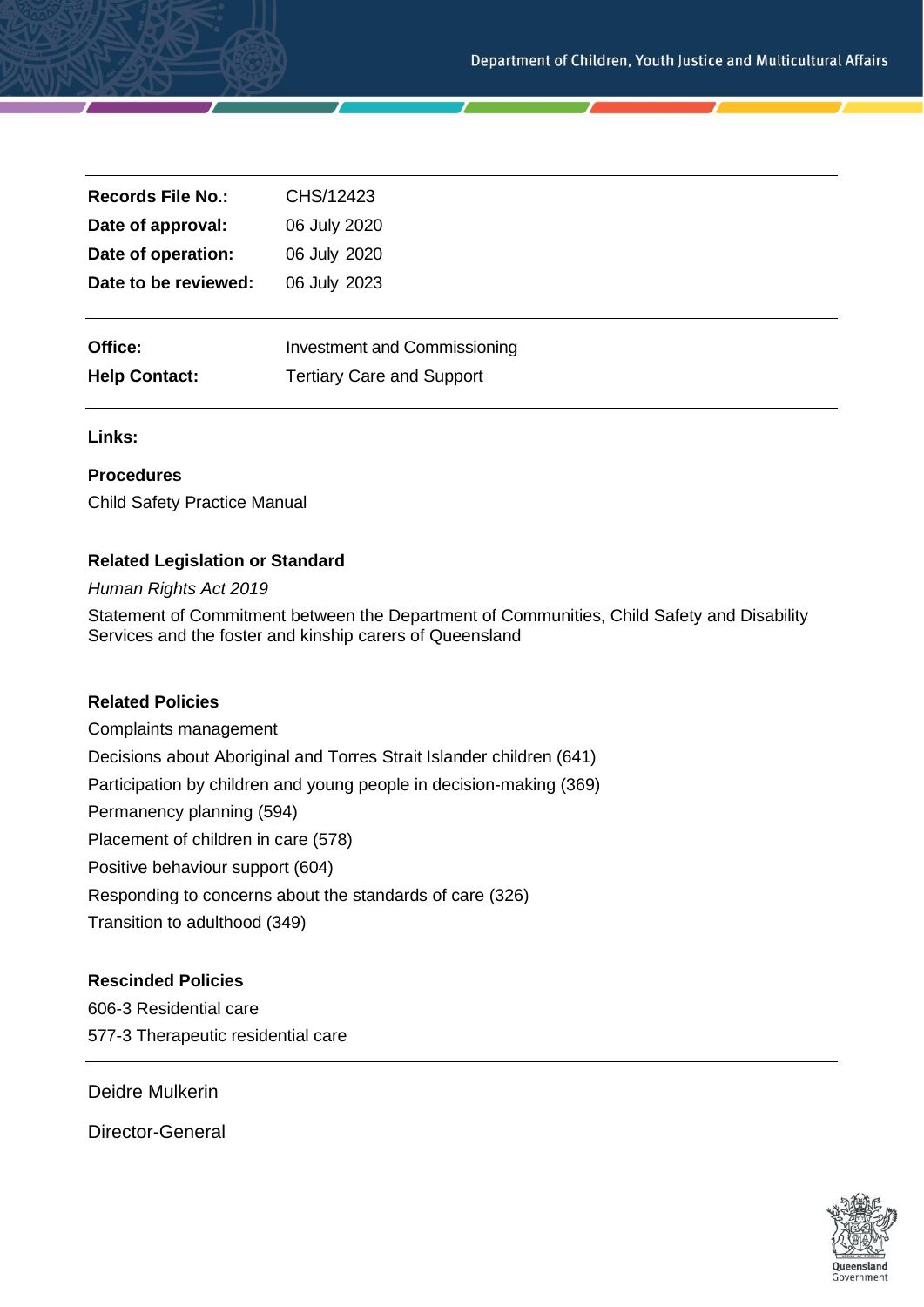| | |
|---|---|
| **Records File No.:** | CHS/12423 |
| **Date of approval:** | 06 July 2020 |
| **Date of operation:** | 06 July 2020 |
| **Date to be reviewed:** | 06 July 2023 |

| | |
|---|---|
| **Office:** | Investment and Commissioning |
| **Help Contact:** | Tertiary Care and Support |

**Links:**

**Procedures**

Child Safety Practice Manual

**Related Legislation or Standard**

*Human Rights Act 2019*

Statement of Commitment between the Department of Communities, Child Safety and Disability Services and the foster and kinship carers of Queensland

**Related Policies**

Complaints management

Decisions about Aboriginal and Torres Strait Islander children (641)

Participation by children and young people in decision-making (369)

Permanency planning (594)

Placement of children in care (578)

Positive behaviour support (604)

Responding to concerns about the standards of care (326)

Transition to adulthood (349)

**Rescinded Policies**

606-3 Residential care

577-3 Therapeutic residential care

Deidre Mulkerin

Director-General